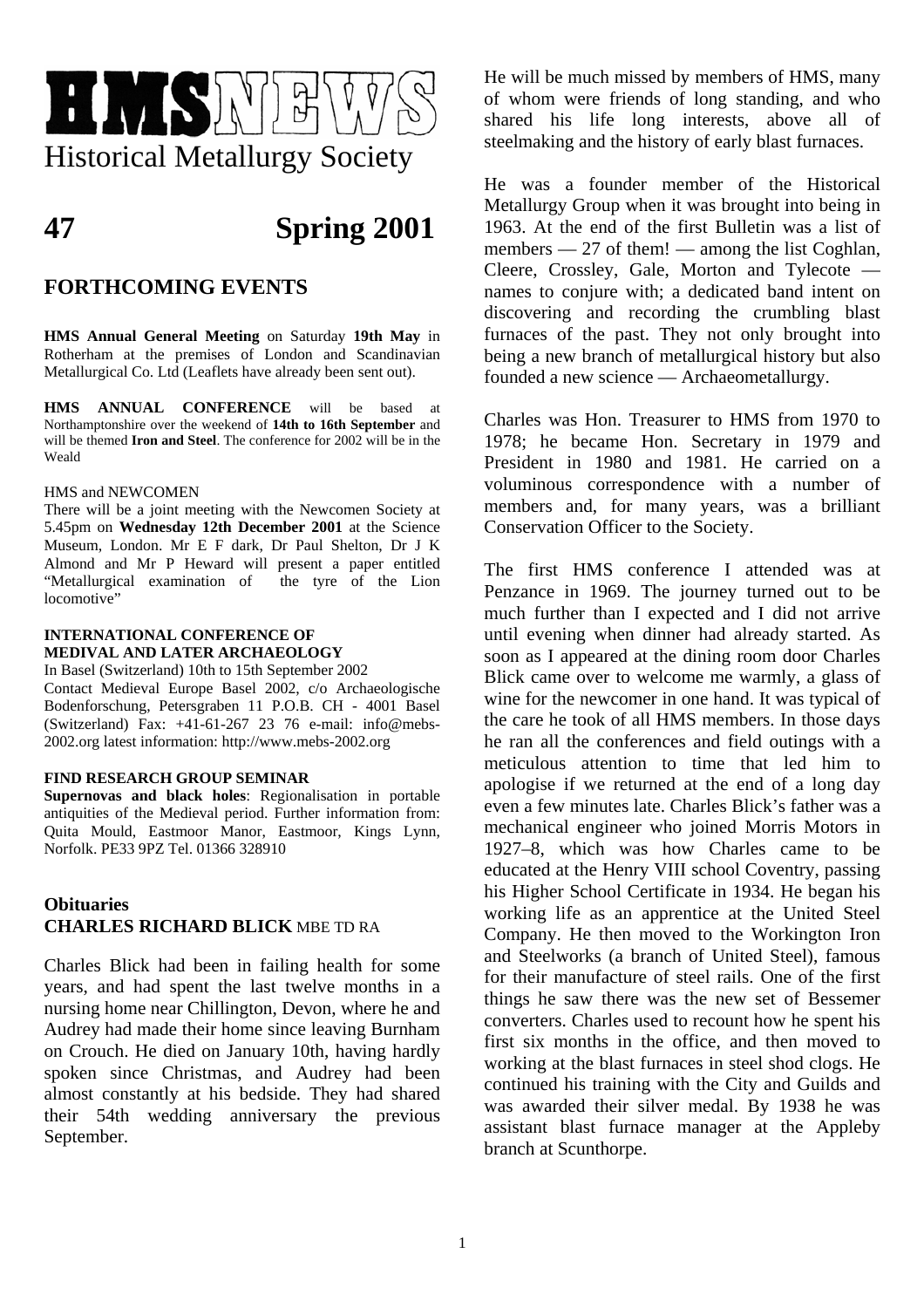# HMS NEWS

Historical Metallurgy Society

# 47 Spring 2001

## FORTHCOMING EVENTS

**HMS Annual General Meeting** on Saturday **19th May** in Rotherham at the premises of London and Scandinavian Metallurgical Co. Ltd (Leaflets have already been sent out).

**HMS ANNUAL CONFERENCE** will be based at Northamptonshire over the weekend of **14th to 16th September** and will be themed **Iron and Steel**. The conference for 2002 will be in the Weald

HMS and NEWCOMEN

There will be a joint meeting with the Newcomen Society at 5.45pm on **Wednesday 12th December 2001** at the Science Museum, London. Mr E F dark, Dr Paul Shelton, Dr J K Almond and Mr P Heward will present a paper entitled "Metallurgical examination of the tyre of the Lion locomotive"

**INTERNATIONAL CONFERENCE OF MEDIVAL AND LATER ARCHAEOLOGY**

In Basel (Switzerland) 10th to 15th September 2002

Contact Medieval Europe Basel 2002, c/o Archaeologische Bodenforschung, Petersgraben 11 P.O.B. CH - 4001 Basel (Switzerland) Fax: +41-61-267 23 76 e-mail: info@mebs-2002.org latest information: http://www.mebs-2002.org

**FIND RESEARCH GROUP SEMINAR**

**Supernovas and black holes**: Regionalisation in portable antiquities of the Medieval period. Further information from: Quita Mould, Eastmoor Manor, Eastmoor, Kings Lynn, Norfolk. PE33 9PZ Tel. 01366 328910

### Obituaries

### CHARLES RICHARD BLICK MBE TD RA

Charles Blick had been in failing health for some years, and had spent the last twelve months in a nursing home near Chillington, Devon, where he and Audrey had made their home since leaving Burnham on Crouch. He died on January 10th, having hardly spoken since Christmas, and Audrey had been almost constantly at his bedside. They had shared their 54th wedding anniversary the previous September.

He will be much missed by members of HMS, many of whom were friends of long standing, and who shared his life long interests, above all of steelmaking and the history of early blast furnaces.

He was a founder member of the Historical Metallurgy Group when it was brought into being in 1963. At the end of the first Bulletin was a list of members — 27 of them! — among the list Coghlan, Cleere, Crossley, Gale, Morton and Tylecote — names to conjure with; a dedicated band intent on discovering and recording the crumbling blast furnaces of the past. They not only brought into being a new branch of metallurgical history but also founded a new science — Archaeometallurgy.

Charles was Hon. Treasurer to HMS from 1970 to 1978; he became Hon. Secretary in 1979 and President in 1980 and 1981. He carried on a voluminous correspondence with a number of members and, for many years, was a brilliant Conservation Officer to the Society.

The first HMS conference I attended was at Penzance in 1969. The journey turned out to be much further than I expected and I did not arrive until evening when dinner had already started. As soon as I appeared at the dining room door Charles Blick came over to welcome me warmly, a glass of wine for the newcomer in one hand. It was typical of the care he took of all HMS members. In those days he ran all the conferences and field outings with a meticulous attention to time that led him to apologise if we returned at the end of a long day even a few minutes late. Charles Blick's father was a mechanical engineer who joined Morris Motors in 1927–8, which was how Charles came to be educated at the Henry VIII school Coventry, passing his Higher School Certificate in 1934. He began his working life as an apprentice at the United Steel Company. He then moved to the Workington Iron and Steelworks (a branch of United Steel), famous for their manufacture of steel rails. One of the first things he saw there was the new set of Bessemer converters. Charles used to recount how he spent his first six months in the office, and then moved to working at the blast furnaces in steel shod clogs. He continued his training with the City and Guilds and was awarded their silver medal. By 1938 he was assistant blast furnace manager at the Appleby branch at Scunthorpe.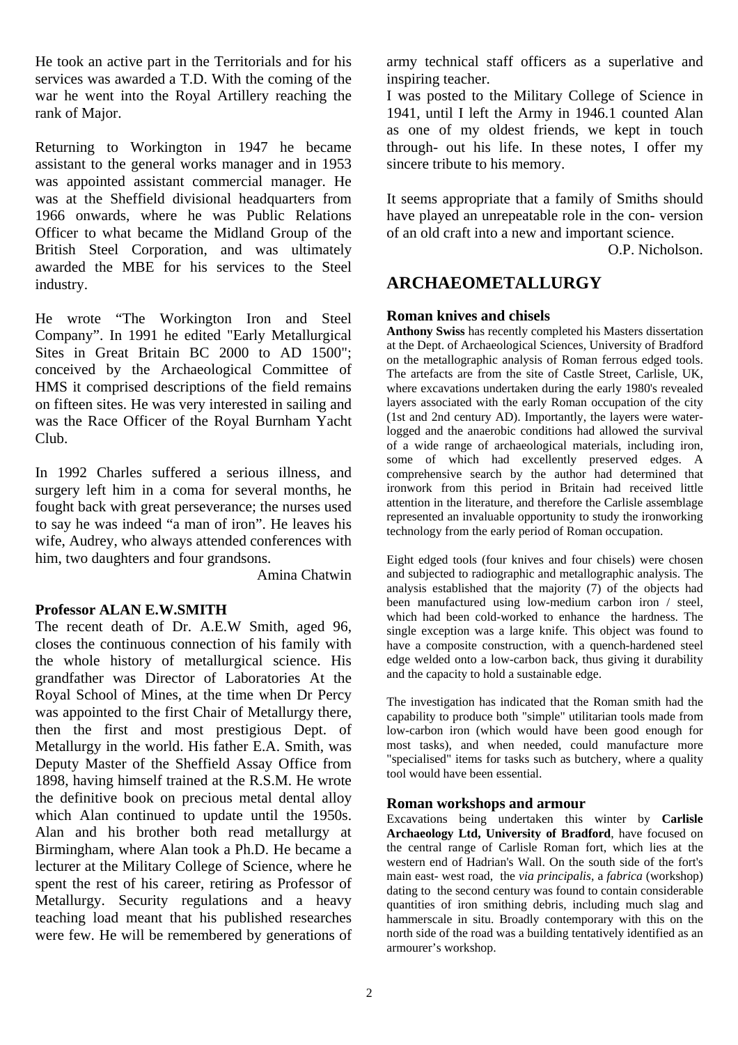He took an active part in the Territorials and for his services was awarded a T.D. With the coming of the war he went into the Royal Artillery reaching the rank of Major.

Returning to Workington in 1947 he became assistant to the general works manager and in 1953 was appointed assistant commercial manager. He was at the Sheffield divisional headquarters from 1966 onwards, where he was Public Relations Officer to what became the Midland Group of the British Steel Corporation, and was ultimately awarded the MBE for his services to the Steel industry.

He wrote "The Workington Iron and Steel Company". In 1991 he edited "Early Metallurgical Sites in Great Britain BC 2000 to AD 1500"; conceived by the Archaeological Committee of HMS it comprised descriptions of the field remains on fifteen sites. He was very interested in sailing and was the Race Officer of the Royal Burnham Yacht Club.

In 1992 Charles suffered a serious illness, and surgery left him in a coma for several months, he fought back with great perseverance; the nurses used to say he was indeed "a man of iron". He leaves his wife, Audrey, who always attended conferences with him, two daughters and four grandsons.

Amina Chatwin

**Professor ALAN E.W.SMITH**

The recent death of Dr. A.E.W Smith, aged 96, closes the continuous connection of his family with the whole history of metallurgical science. His grandfather was Director of Laboratories At the Royal School of Mines, at the time when Dr Percy was appointed to the first Chair of Metallurgy there, then the first and most prestigious Dept. of Metallurgy in the world. His father E.A. Smith, was Deputy Master of the Sheffield Assay Office from 1898, having himself trained at the R.S.M. He wrote the definitive book on precious metal dental alloy which Alan continued to update until the 1950s. Alan and his brother both read metallurgy at Birmingham, where Alan took a Ph.D. He became a lecturer at the Military College of Science, where he spent the rest of his career, retiring as Professor of Metallurgy. Security regulations and a heavy teaching load meant that his published researches were few. He will be remembered by generations of army technical staff officers as a superlative and inspiring teacher.

I was posted to the Military College of Science in 1941, until I left the Army in 1946.1 counted Alan as one of my oldest friends, we kept in touch through- out his life. In these notes, I offer my sincere tribute to his memory.

It seems appropriate that a family of Smiths should have played an unrepeatable role in the con- version of an old craft into a new and important science.

O.P. Nicholson.

## ARCHAEOMETALLURGY

### Roman knives and chisels

**Anthony Swiss** has recently completed his Masters dissertation at the Dept. of Archaeological Sciences, University of Bradford on the metallographic analysis of Roman ferrous edged tools. The artefacts are from the site of Castle Street, Carlisle, UK, where excavations undertaken during the early 1980's revealed layers associated with the early Roman occupation of the city (1st and 2nd century AD). Importantly, the layers were water-logged and the anaerobic conditions had allowed the survival of a wide range of archaeological materials, including iron, some of which had excellently preserved edges. A comprehensive search by the author had determined that ironwork from this period in Britain had received little attention in the literature, and therefore the Carlisle assemblage represented an invaluable opportunity to study the ironworking technology from the early period of Roman occupation.

Eight edged tools (four knives and four chisels) were chosen and subjected to radiographic and metallographic analysis. The analysis established that the majority (7) of the objects had been manufactured using low-medium carbon iron / steel, which had been cold-worked to enhance the hardness. The single exception was a large knife. This object was found to have a composite construction, with a quench-hardened steel edge welded onto a low-carbon back, thus giving it durability and the capacity to hold a sustainable edge.

The investigation has indicated that the Roman smith had the capability to produce both "simple" utilitarian tools made from low-carbon iron (which would have been good enough for most tasks), and when needed, could manufacture more "specialised" items for tasks such as butchery, where a quality tool would have been essential.

### Roman workshops and armour

Excavations being undertaken this winter by **Carlisle Archaeology Ltd, University of Bradford**, have focused on the central range of Carlisle Roman fort, which lies at the western end of Hadrian's Wall. On the south side of the fort's main east- west road, the *via principalis*, a *fabrica* (workshop) dating to the second century was found to contain considerable quantities of iron smithing debris, including much slag and hammerscale in situ. Broadly contemporary with this on the north side of the road was a building tentatively identified as an armourer's workshop.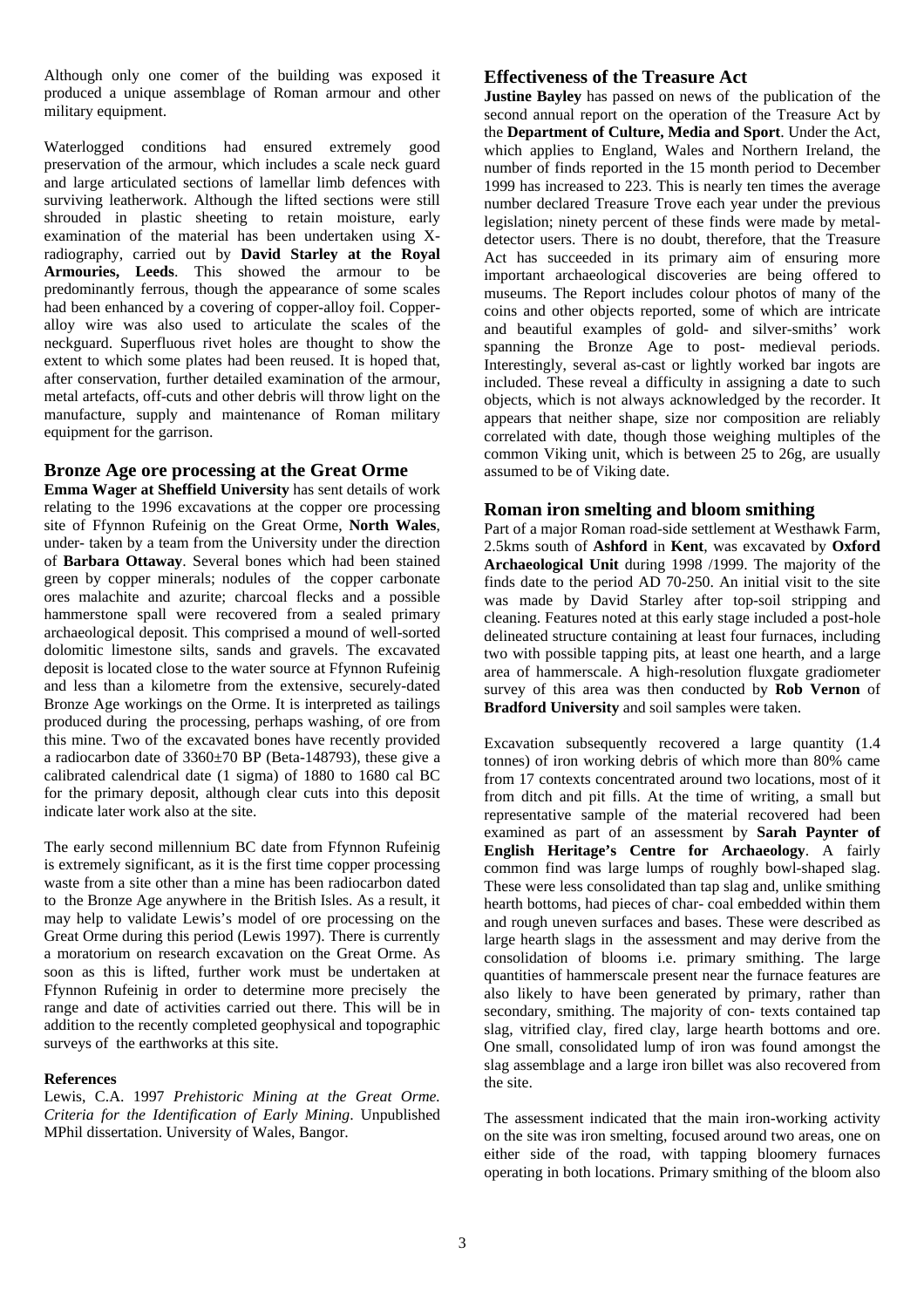Although only one comer of the building was exposed it produced a unique assemblage of Roman armour and other military equipment.

Waterlogged conditions had ensured extremely good preservation of the armour, which includes a scale neck guard and large articulated sections of lamellar limb defences with surviving leatherwork. Although the lifted sections were still shrouded in plastic sheeting to retain moisture, early examination of the material has been undertaken using X-radiography, carried out by **David Starley at the Royal Armouries, Leeds**. This showed the armour to be predominantly ferrous, though the appearance of some scales had been enhanced by a covering of copper-alloy foil. Copper-alloy wire was also used to articulate the scales of the neckguard. Superfluous rivet holes are thought to show the extent to which some plates had been reused. It is hoped that, after conservation, further detailed examination of the armour, metal artefacts, off-cuts and other debris will throw light on the manufacture, supply and maintenance of Roman military equipment for the garrison.

## Bronze Age ore processing at the Great Orme

**Emma Wager at Sheffield University** has sent details of work relating to the 1996 excavations at the copper ore processing site of Ffynnon Rufeinig on the Great Orme, **North Wales**, under- taken by a team from the University under the direction of **Barbara Ottaway**. Several bones which had been stained green by copper minerals; nodules of the copper carbonate ores malachite and azurite; charcoal flecks and a possible hammerstone spall were recovered from a sealed primary archaeological deposit. This comprised a mound of well-sorted dolomitic limestone silts, sands and gravels. The excavated deposit is located close to the water source at Ffynnon Rufeinig and less than a kilometre from the extensive, securely-dated Bronze Age workings on the Orme. It is interpreted as tailings produced during the processing, perhaps washing, of ore from this mine. Two of the excavated bones have recently provided a radiocarbon date of 3360±70 BP (Beta-148793), these give a calibrated calendrical date (1 sigma) of 1880 to 1680 cal BC for the primary deposit, although clear cuts into this deposit indicate later work also at the site.

The early second millennium BC date from Ffynnon Rufeinig is extremely significant, as it is the first time copper processing waste from a site other than a mine has been radiocarbon dated to the Bronze Age anywhere in the British Isles. As a result, it may help to validate Lewis's model of ore processing on the Great Orme during this period (Lewis 1997). There is currently a moratorium on research excavation on the Great Orme. As soon as this is lifted, further work must be undertaken at Ffynnon Rufeinig in order to determine more precisely the range and date of activities carried out there. This will be in addition to the recently completed geophysical and topographic surveys of the earthworks at this site.

#### References

Lewis, C.A. 1997 *Prehistoric Mining at the Great Orme. Criteria for the Identification of Early Mining*. Unpublished MPhil dissertation. University of Wales, Bangor.

## Effectiveness of the Treasure Act

**Justine Bayley** has passed on news of the publication of the second annual report on the operation of the Treasure Act by the **Department of Culture, Media and Sport**. Under the Act, which applies to England, Wales and Northern Ireland, the number of finds reported in the 15 month period to December 1999 has increased to 223. This is nearly ten times the average number declared Treasure Trove each year under the previous legislation; ninety percent of these finds were made by metal-detector users. There is no doubt, therefore, that the Treasure Act has succeeded in its primary aim of ensuring more important archaeological discoveries are being offered to museums. The Report includes colour photos of many of the coins and other objects reported, some of which are intricate and beautiful examples of gold- and silver-smiths' work spanning the Bronze Age to post- medieval periods. Interestingly, several as-cast or lightly worked bar ingots are included. These reveal a difficulty in assigning a date to such objects, which is not always acknowledged by the recorder. It appears that neither shape, size nor composition are reliably correlated with date, though those weighing multiples of the common Viking unit, which is between 25 to 26g, are usually assumed to be of Viking date.

## Roman iron smelting and bloom smithing

Part of a major Roman road-side settlement at Westhawk Farm, 2.5kms south of **Ashford** in **Kent**, was excavated by **Oxford Archaeological Unit** during 1998 /1999. The majority of the finds date to the period AD 70-250. An initial visit to the site was made by David Starley after top-soil stripping and cleaning. Features noted at this early stage included a post-hole delineated structure containing at least four furnaces, including two with possible tapping pits, at least one hearth, and a large area of hammerscale. A high-resolution fluxgate gradiometer survey of this area was then conducted by **Rob Vernon** of **Bradford University** and soil samples were taken.

Excavation subsequently recovered a large quantity (1.4 tonnes) of iron working debris of which more than 80% came from 17 contexts concentrated around two locations, most of it from ditch and pit fills. At the time of writing, a small but representative sample of the material recovered had been examined as part of an assessment by **Sarah Paynter of English Heritage's Centre for Archaeology**. A fairly common find was large lumps of roughly bowl-shaped slag. These were less consolidated than tap slag and, unlike smithing hearth bottoms, had pieces of char- coal embedded within them and rough uneven surfaces and bases. These were described as large hearth slags in the assessment and may derive from the consolidation of blooms i.e. primary smithing. The large quantities of hammerscale present near the furnace features are also likely to have been generated by primary, rather than secondary, smithing. The majority of con- texts contained tap slag, vitrified clay, fired clay, large hearth bottoms and ore. One small, consolidated lump of iron was found amongst the slag assemblage and a large iron billet was also recovered from the site.

The assessment indicated that the main iron-working activity on the site was iron smelting, focused around two areas, one on either side of the road, with tapping bloomery furnaces operating in both locations. Primary smithing of the bloom also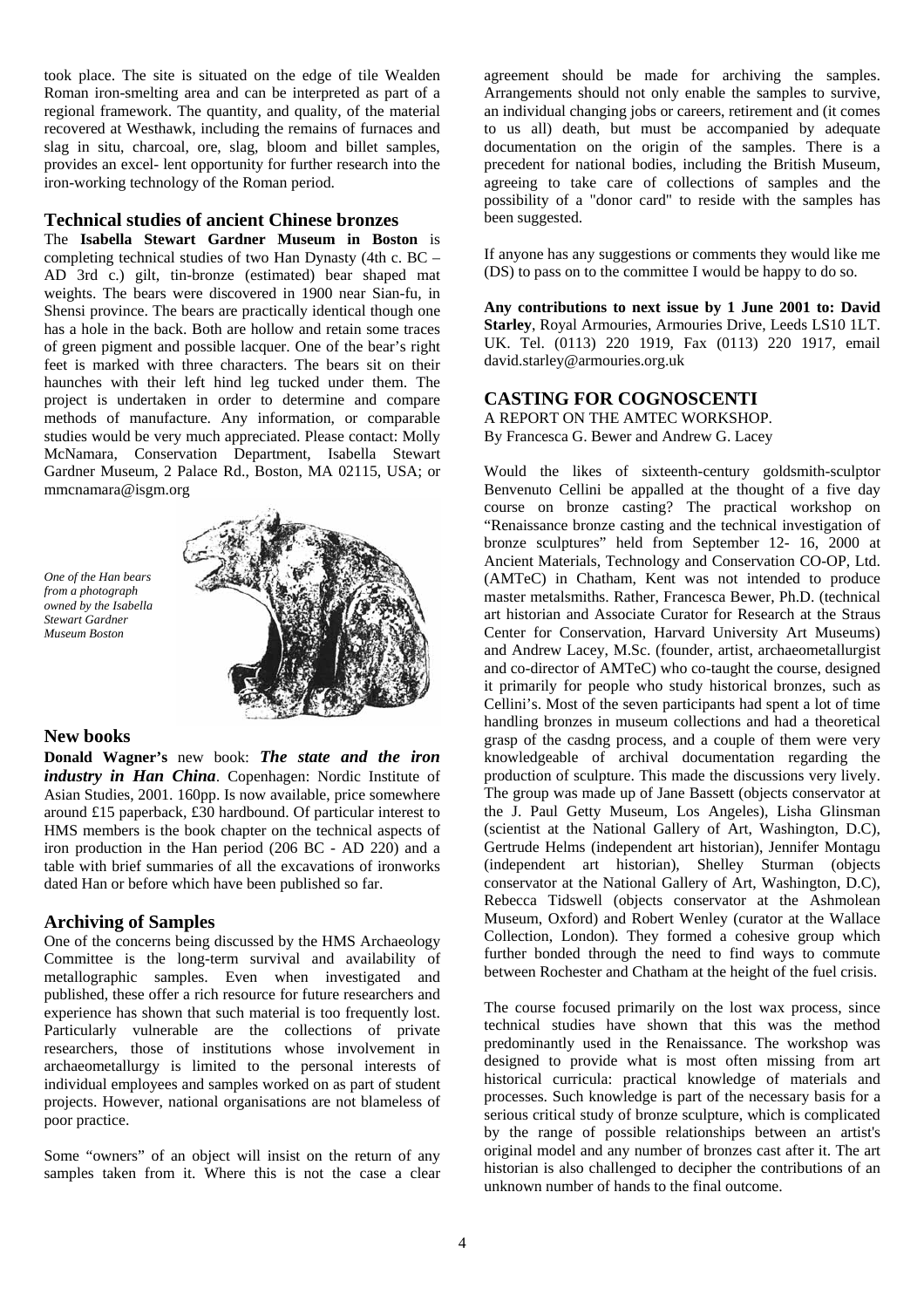took place. The site is situated on the edge of tile Wealden Roman iron-smelting area and can be interpreted as part of a regional framework. The quantity, and quality, of the material recovered at Westhawk, including the remains of furnaces and slag in situ, charcoal, ore, slag, bloom and billet samples, provides an excel- lent opportunity for further research into the iron-working technology of the Roman period.

## Technical studies of ancient Chinese bronzes

The **Isabella Stewart Gardner Museum in Boston** is completing technical studies of two Han Dynasty (4th c. BC – AD 3rd c.) gilt, tin-bronze (estimated) bear shaped mat weights. The bears were discovered in 1900 near Sian-fu, in Shensi province. The bears are practically identical though one has a hole in the back. Both are hollow and retain some traces of green pigment and possible lacquer. One of the bear's right feet is marked with three characters. The bears sit on their haunches with their left hind leg tucked under them. The project is undertaken in order to determine and compare methods of manufacture. Any information, or comparable studies would be very much appreciated. Please contact: Molly McNamara, Conservation Department, Isabella Stewart Gardner Museum, 2 Palace Rd., Boston, MA 02115, USA; or mmcnamara@isgm.org

*One of the Han bears from a photograph owned by the Isabella Stewart Gardner Museum Boston*

## New books

**Donald Wagner's** new book: ***The state and the iron industry in Han China***. Copenhagen: Nordic Institute of Asian Studies, 2001. 160pp. Is now available, price somewhere around £15 paperback, £30 hardbound. Of particular interest to HMS members is the book chapter on the technical aspects of iron production in the Han period (206 BC - AD 220) and a table with brief summaries of all the excavations of ironworks dated Han or before which have been published so far.

## Archiving of Samples

One of the concerns being discussed by the HMS Archaeology Committee is the long-term survival and availability of metallographic samples. Even when investigated and published, these offer a rich resource for future researchers and experience has shown that such material is too frequently lost. Particularly vulnerable are the collections of private researchers, those of institutions whose involvement in archaeometallurgy is limited to the personal interests of individual employees and samples worked on as part of student projects. However, national organisations are not blameless of poor practice.

Some "owners" of an object will insist on the return of any samples taken from it. Where this is not the case a clear agreement should be made for archiving the samples. Arrangements should not only enable the samples to survive, an individual changing jobs or careers, retirement and (it comes to us all) death, but must be accompanied by adequate documentation on the origin of the samples. There is a precedent for national bodies, including the British Museum, agreeing to take care of collections of samples and the possibility of a "donor card" to reside with the samples has been suggested.

If anyone has any suggestions or comments they would like me (DS) to pass on to the committee I would be happy to do so.

**Any contributions to next issue by 1 June 2001 to: David Starley**, Royal Armouries, Armouries Drive, Leeds LS10 1LT. UK. Tel. (0113) 220 1919, Fax (0113) 220 1917, email david.starley@armouries.org.uk

## CASTING FOR COGNOSCENTI

A REPORT ON THE AMTEC WORKSHOP.
By Francesca G. Bewer and Andrew G. Lacey

Would the likes of sixteenth-century goldsmith-sculptor Benvenuto Cellini be appalled at the thought of a five day course on bronze casting? The practical workshop on "Renaissance bronze casting and the technical investigation of bronze sculptures" held from September 12- 16, 2000 at Ancient Materials, Technology and Conservation CO-OP, Ltd. (AMTeC) in Chatham, Kent was not intended to produce master metalsmiths. Rather, Francesca Bewer, Ph.D. (technical art historian and Associate Curator for Research at the Straus Center for Conservation, Harvard University Art Museums) and Andrew Lacey, M.Sc. (founder, artist, archaeometallurgist and co-director of AMTeC) who co-taught the course, designed it primarily for people who study historical bronzes, such as Cellini's. Most of the seven participants had spent a lot of time handling bronzes in museum collections and had a theoretical grasp of the casdng process, and a couple of them were very knowledgeable of archival documentation regarding the production of sculpture. This made the discussions very lively. The group was made up of Jane Bassett (objects conservator at the J. Paul Getty Museum, Los Angeles), Lisha Glinsman (scientist at the National Gallery of Art, Washington, D.C), Gertrude Helms (independent art historian), Jennifer Montagu (independent art historian), Shelley Sturman (objects conservator at the National Gallery of Art, Washington, D.C), Rebecca Tidswell (objects conservator at the Ashmolean Museum, Oxford) and Robert Wenley (curator at the Wallace Collection, London). They formed a cohesive group which further bonded through the need to find ways to commute between Rochester and Chatham at the height of the fuel crisis.

The course focused primarily on the lost wax process, since technical studies have shown that this was the method predominantly used in the Renaissance. The workshop was designed to provide what is most often missing from art historical curricula: practical knowledge of materials and processes. Such knowledge is part of the necessary basis for a serious critical study of bronze sculpture, which is complicated by the range of possible relationships between an artist's original model and any number of bronzes cast after it. The art historian is also challenged to decipher the contributions of an unknown number of hands to the final outcome.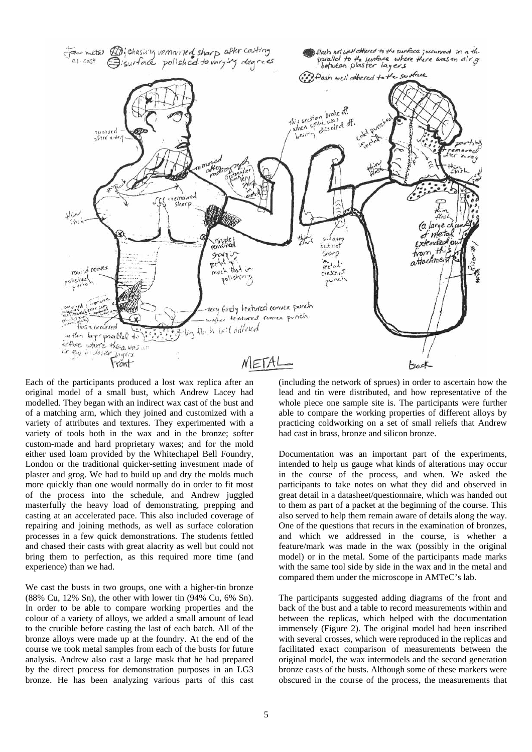Each of the participants produced a lost wax replica after an original model of a small bust, which Andrew Lacey had modelled. They began with an indirect wax cast of the bust and of a matching arm, which they joined and customized with a variety of attributes and textures. They experimented with a variety of tools both in the wax and in the bronze; softer custom-made and hard proprietary waxes; and for the mold either used loam provided by the Whitechapel Bell Foundry, London or the traditional quicker-setting investment made of plaster and grog. We had to build up and dry the molds much more quickly than one would normally do in order to fit most of the process into the schedule, and Andrew juggled masterfully the heavy load of demonstrating, prepping and casting at an accelerated pace. This also included coverage of repairing and joining methods, as well as surface coloration processes in a few quick demonstrations. The students fettled and chased their casts with great alacrity as well but could not bring them to perfection, as this required more time (and experience) than we had.

We cast the busts in two groups, one with a higher-tin bronze (88% Cu, 12% Sn), the other with lower tin (94% Cu, 6% Sn). In order to be able to compare working properties and the colour of a variety of alloys, we added a small amount of lead to the crucible before casting the last of each batch. All of the bronze alloys were made up at the foundry. At the end of the course we took metal samples from each of the busts for future analysis. Andrew also cast a large mask that he had prepared by the direct process for demonstration purposes in an LG3 bronze. He has been analyzing various parts of this cast (including the network of sprues) in order to ascertain how the lead and tin were distributed, and how representative of the whole piece one sample site is. The participants were further able to compare the working properties of different alloys by practicing coldworking on a set of small reliefs that Andrew had cast in brass, bronze and silicon bronze.

Documentation was an important part of the experiments, intended to help us gauge what kinds of alterations may occur in the course of the process, and when. We asked the participants to take notes on what they did and observed in great detail in a datasheet/questionnaire, which was handed out to them as part of a packet at the beginning of the course. This also served to help them remain aware of details along the way. One of the questions that recurs in the examination of bronzes, and which we addressed in the course, is whether a feature/mark was made in the wax (possibly in the original model) or in the metal. Some of the participants made marks with the same tool side by side in the wax and in the metal and compared them under the microscope in AMTeC's lab.

The participants suggested adding diagrams of the front and back of the bust and a table to record measurements within and between the replicas, which helped with the documentation immensely (Figure 2). The original model had been inscribed with several crosses, which were reproduced in the replicas and facilitated exact comparison of measurements between the original model, the wax intermodels and the second generation bronze casts of the busts. Although some of these markers were obscured in the course of the process, the measurements that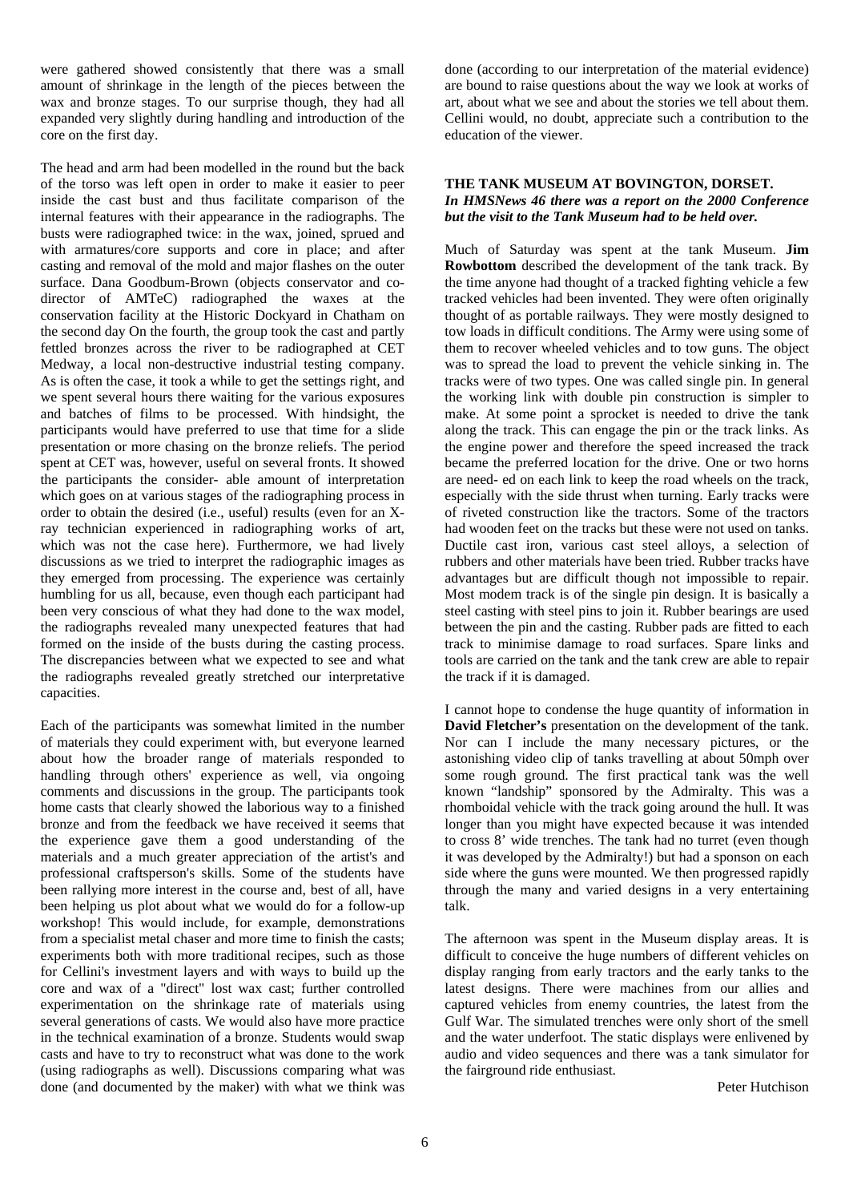were gathered showed consistently that there was a small amount of shrinkage in the length of the pieces between the wax and bronze stages. To our surprise though, they had all expanded very slightly during handling and introduction of the core on the first day.

The head and arm had been modelled in the round but the back of the torso was left open in order to make it easier to peer inside the cast bust and thus facilitate comparison of the internal features with their appearance in the radiographs. The busts were radiographed twice: in the wax, joined, sprued and with armatures/core supports and core in place; and after casting and removal of the mold and major flashes on the outer surface. Dana Goodbum-Brown (objects conservator and co-director of AMTeC) radiographed the waxes at the conservation facility at the Historic Dockyard in Chatham on the second day On the fourth, the group took the cast and partly fettled bronzes across the river to be radiographed at CET Medway, a local non-destructive industrial testing company. As is often the case, it took a while to get the settings right, and we spent several hours there waiting for the various exposures and batches of films to be processed. With hindsight, the participants would have preferred to use that time for a slide presentation or more chasing on the bronze reliefs. The period spent at CET was, however, useful on several fronts. It showed the participants the consider- able amount of interpretation which goes on at various stages of the radiographing process in order to obtain the desired (i.e., useful) results (even for an X-ray technician experienced in radiographing works of art, which was not the case here). Furthermore, we had lively discussions as we tried to interpret the radiographic images as they emerged from processing. The experience was certainly humbling for us all, because, even though each participant had been very conscious of what they had done to the wax model, the radiographs revealed many unexpected features that had formed on the inside of the busts during the casting process. The discrepancies between what we expected to see and what the radiographs revealed greatly stretched our interpretative capacities.

Each of the participants was somewhat limited in the number of materials they could experiment with, but everyone learned about how the broader range of materials responded to handling through others' experience as well, via ongoing comments and discussions in the group. The participants took home casts that clearly showed the laborious way to a finished bronze and from the feedback we have received it seems that the experience gave them a good understanding of the materials and a much greater appreciation of the artist's and professional craftsperson's skills. Some of the students have been rallying more interest in the course and, best of all, have been helping us plot about what we would do for a follow-up workshop! This would include, for example, demonstrations from a specialist metal chaser and more time to finish the casts; experiments both with more traditional recipes, such as those for Cellini's investment layers and with ways to build up the core and wax of a "direct" lost wax cast; further controlled experimentation on the shrinkage rate of materials using several generations of casts. We would also have more practice in the technical examination of a bronze. Students would swap casts and have to try to reconstruct what was done to the work (using radiographs as well). Discussions comparing what was done (and documented by the maker) with what we think was done (according to our interpretation of the material evidence) are bound to raise questions about the way we look at works of art, about what we see and about the stories we tell about them. Cellini would, no doubt, appreciate such a contribution to the education of the viewer.

## THE TANK MUSEUM AT BOVINGTON, DORSET.

***In HMSNews 46 there was a report on the 2000 Conference but the visit to the Tank Museum had to be held over.***

Much of Saturday was spent at the tank Museum. **Jim Rowbottom** described the development of the tank track. By the time anyone had thought of a tracked fighting vehicle a few tracked vehicles had been invented. They were often originally thought of as portable railways. They were mostly designed to tow loads in difficult conditions. The Army were using some of them to recover wheeled vehicles and to tow guns. The object was to spread the load to prevent the vehicle sinking in. The tracks were of two types. One was called single pin. In general the working link with double pin construction is simpler to make. At some point a sprocket is needed to drive the tank along the track. This can engage the pin or the track links. As the engine power and therefore the speed increased the track became the preferred location for the drive. One or two horns are need- ed on each link to keep the road wheels on the track, especially with the side thrust when turning. Early tracks were of riveted construction like the tractors. Some of the tractors had wooden feet on the tracks but these were not used on tanks. Ductile cast iron, various cast steel alloys, a selection of rubbers and other materials have been tried. Rubber tracks have advantages but are difficult though not impossible to repair. Most modem track is of the single pin design. It is basically a steel casting with steel pins to join it. Rubber bearings are used between the pin and the casting. Rubber pads are fitted to each track to minimise damage to road surfaces. Spare links and tools are carried on the tank and the tank crew are able to repair the track if it is damaged.

I cannot hope to condense the huge quantity of information in **David Fletcher's** presentation on the development of the tank. Nor can I include the many necessary pictures, or the astonishing video clip of tanks travelling at about 50mph over some rough ground. The first practical tank was the well known "landship" sponsored by the Admiralty. This was a rhomboidal vehicle with the track going around the hull. It was longer than you might have expected because it was intended to cross 8' wide trenches. The tank had no turret (even though it was developed by the Admiralty!) but had a sponson on each side where the guns were mounted. We then progressed rapidly through the many and varied designs in a very entertaining talk.

The afternoon was spent in the Museum display areas. It is difficult to conceive the huge numbers of different vehicles on display ranging from early tractors and the early tanks to the latest designs. There were machines from our allies and captured vehicles from enemy countries, the latest from the Gulf War. The simulated trenches were only short of the smell and the water underfoot. The static displays were enlivened by audio and video sequences and there was a tank simulator for the fairground ride enthusiast.

Peter Hutchison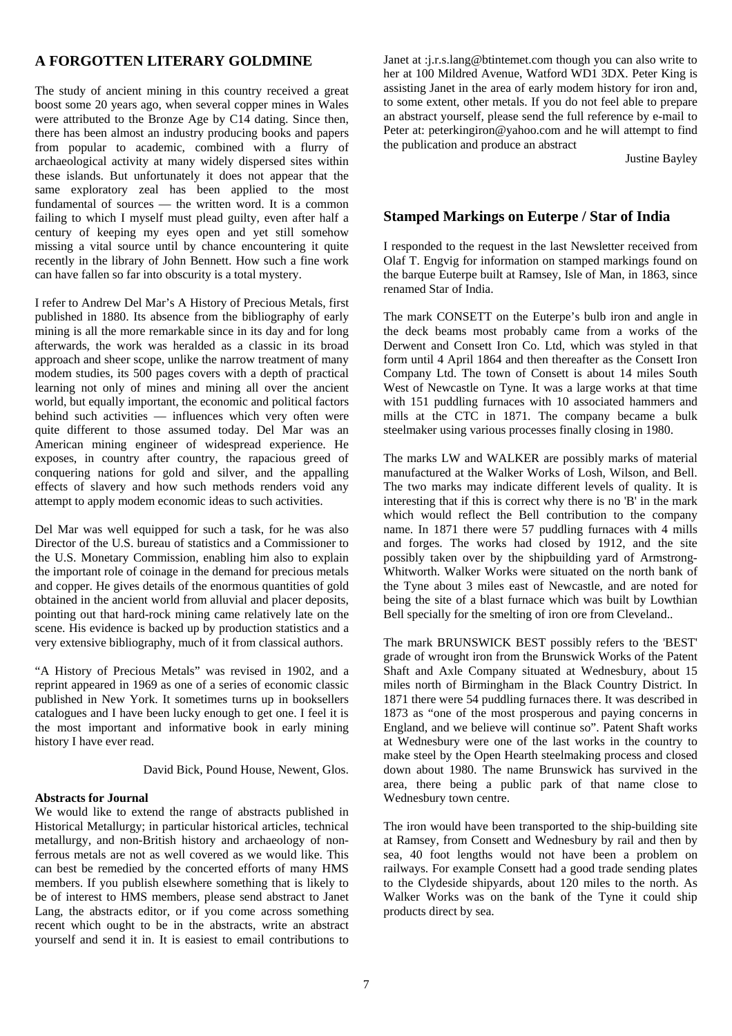## A FORGOTTEN LITERARY GOLDMINE

The study of ancient mining in this country received a great boost some 20 years ago, when several copper mines in Wales were attributed to the Bronze Age by C14 dating. Since then, there has been almost an industry producing books and papers from popular to academic, combined with a flurry of archaeological activity at many widely dispersed sites within these islands. But unfortunately it does not appear that the same exploratory zeal has been applied to the most fundamental of sources — the written word. It is a common failing to which I myself must plead guilty, even after half a century of keeping my eyes open and yet still somehow missing a vital source until by chance encountering it quite recently in the library of John Bennett. How such a fine work can have fallen so far into obscurity is a total mystery.

I refer to Andrew Del Mar's A History of Precious Metals, first published in 1880. Its absence from the bibliography of early mining is all the more remarkable since in its day and for long afterwards, the work was heralded as a classic in its broad approach and sheer scope, unlike the narrow treatment of many modem studies, its 500 pages covers with a depth of practical learning not only of mines and mining all over the ancient world, but equally important, the economic and political factors behind such activities — influences which very often were quite different to those assumed today. Del Mar was an American mining engineer of widespread experience. He exposes, in country after country, the rapacious greed of conquering nations for gold and silver, and the appalling effects of slavery and how such methods renders void any attempt to apply modem economic ideas to such activities.

Del Mar was well equipped for such a task, for he was also Director of the U.S. bureau of statistics and a Commissioner to the U.S. Monetary Commission, enabling him also to explain the important role of coinage in the demand for precious metals and copper. He gives details of the enormous quantities of gold obtained in the ancient world from alluvial and placer deposits, pointing out that hard-rock mining came relatively late on the scene. His evidence is backed up by production statistics and a very extensive bibliography, much of it from classical authors.

"A History of Precious Metals" was revised in 1902, and a reprint appeared in 1969 as one of a series of economic classic published in New York. It sometimes turns up in booksellers catalogues and I have been lucky enough to get one. I feel it is the most important and informative book in early mining history I have ever read.

David Bick, Pound House, Newent, Glos.

**Abstracts for Journal**

We would like to extend the range of abstracts published in Historical Metallurgy; in particular historical articles, technical metallurgy, and non-British history and archaeology of non-ferrous metals are not as well covered as we would like. This can best be remedied by the concerted efforts of many HMS members. If you publish elsewhere something that is likely to be of interest to HMS members, please send abstract to Janet Lang, the abstracts editor, or if you come across something recent which ought to be in the abstracts, write an abstract yourself and send it in. It is easiest to email contributions to Janet at :j.r.s.lang@btintemet.com though you can also write to her at 100 Mildred Avenue, Watford WD1 3DX. Peter King is assisting Janet in the area of early modem history for iron and, to some extent, other metals. If you do not feel able to prepare an abstract yourself, please send the full reference by e-mail to Peter at: peterkingiron@yahoo.com and he will attempt to find the publication and produce an abstract

Justine Bayley

## Stamped Markings on Euterpe / Star of India

I responded to the request in the last Newsletter received from Olaf T. Engvig for information on stamped markings found on the barque Euterpe built at Ramsey, Isle of Man, in 1863, since renamed Star of India.

The mark CONSETT on the Euterpe's bulb iron and angle in the deck beams most probably came from a works of the Derwent and Consett Iron Co. Ltd, which was styled in that form until 4 April 1864 and then thereafter as the Consett Iron Company Ltd. The town of Consett is about 14 miles South West of Newcastle on Tyne. It was a large works at that time with 151 puddling furnaces with 10 associated hammers and mills at the CTC in 1871. The company became a bulk steelmaker using various processes finally closing in 1980.

The marks LW and WALKER are possibly marks of material manufactured at the Walker Works of Losh, Wilson, and Bell. The two marks may indicate different levels of quality. It is interesting that if this is correct why there is no 'B' in the mark which would reflect the Bell contribution to the company name. In 1871 there were 57 puddling furnaces with 4 mills and forges. The works had closed by 1912, and the site possibly taken over by the shipbuilding yard of Armstrong-Whitworth. Walker Works were situated on the north bank of the Tyne about 3 miles east of Newcastle, and are noted for being the site of a blast furnace which was built by Lowthian Bell specially for the smelting of iron ore from Cleveland..

The mark BRUNSWICK BEST possibly refers to the 'BEST' grade of wrought iron from the Brunswick Works of the Patent Shaft and Axle Company situated at Wednesbury, about 15 miles north of Birmingham in the Black Country District. In 1871 there were 54 puddling furnaces there. It was described in 1873 as "one of the most prosperous and paying concerns in England, and we believe will continue so". Patent Shaft works at Wednesbury were one of the last works in the country to make steel by the Open Hearth steelmaking process and closed down about 1980. The name Brunswick has survived in the area, there being a public park of that name close to Wednesbury town centre.

The iron would have been transported to the ship-building site at Ramsey, from Consett and Wednesbury by rail and then by sea, 40 foot lengths would not have been a problem on railways. For example Consett had a good trade sending plates to the Clydeside shipyards, about 120 miles to the north. As Walker Works was on the bank of the Tyne it could ship products direct by sea.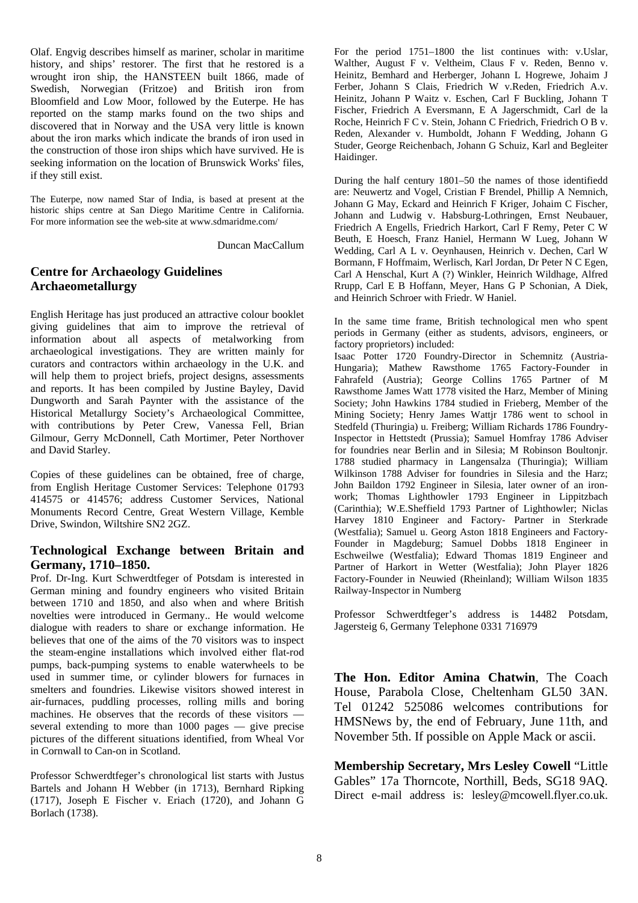Olaf. Engvig describes himself as mariner, scholar in maritime history, and ships' restorer. The first that he restored is a wrought iron ship, the HANSTEEN built 1866, made of Swedish, Norwegian (Fritzoe) and British iron from Bloomfield and Low Moor, followed by the Euterpe. He has reported on the stamp marks found on the two ships and discovered that in Norway and the USA very little is known about the iron marks which indicate the brands of iron used in the construction of those iron ships which have survived. He is seeking information on the location of Brunswick Works' files, if they still exist.

The Euterpe, now named Star of India, is based at present at the historic ships centre at San Diego Maritime Centre in California. For more information see the web-site at www.sdmaridme.com/

Duncan MacCallum

## Centre for Archaeology Guidelines Archaeometallurgy

English Heritage has just produced an attractive colour booklet giving guidelines that aim to improve the retrieval of information about all aspects of metalworking from archaeological investigations. They are written mainly for curators and contractors within archaeology in the U.K. and will help them to project briefs, project designs, assessments and reports. It has been compiled by Justine Bayley, David Dungworth and Sarah Paynter with the assistance of the Historical Metallurgy Society's Archaeological Committee, with contributions by Peter Crew, Vanessa Fell, Brian Gilmour, Gerry McDonnell, Cath Mortimer, Peter Northover and David Starley.

Copies of these guidelines can be obtained, free of charge, from English Heritage Customer Services: Telephone 01793 414575 or 414576; address Customer Services, National Monuments Record Centre, Great Western Village, Kemble Drive, Swindon, Wiltshire SN2 2GZ.

## Technological Exchange between Britain and Germany, 1710–1850.

Prof. Dr-Ing. Kurt Schwerdtfeger of Potsdam is interested in German mining and foundry engineers who visited Britain between 1710 and 1850, and also when and where British novelties were introduced in Germany.. He would welcome dialogue with readers to share or exchange information. He believes that one of the aims of the 70 visitors was to inspect the steam-engine installations which involved either flat-rod pumps, back-pumping systems to enable waterwheels to be used in summer time, or cylinder blowers for furnaces in smelters and foundries. Likewise visitors showed interest in air-furnaces, puddling processes, rolling mills and boring machines. He observes that the records of these visitors — several extending to more than 1000 pages — give precise pictures of the different situations identified, from Wheal Vor in Cornwall to Can-on in Scotland.

Professor Schwerdtfeger's chronological list starts with Justus Bartels and Johann H Webber (in 1713), Bernhard Ripking (1717), Joseph E Fischer v. Eriach (1720), and Johann G Borlach (1738).

For the period 1751–1800 the list continues with: v.Uslar, Walther, August F v. Veltheim, Claus F v. Reden, Benno v. Heinitz, Bemhard and Herberger, Johann L Hogrewe, Johaim J Ferber, Johann S Clais, Friedrich W v.Reden, Friedrich A.v. Heinitz, Johann P Waitz v. Eschen, Carl F Buckling, Johann T Fischer, Friedrich A Eversmann, E A Jagerschmidt, Carl de la Roche, Heinrich F C v. Stein, Johann C Friedrich, Friedrich O B v. Reden, Alexander v. Humboldt, Johann F Wedding, Johann G Studer, George Reichenbach, Johann G Schuiz, Karl and Begleiter Haidinger.

During the half century 1801–50 the names of those identifiedd are: Neuwertz and Vogel, Cristian F Brendel, Phillip A Nemnich, Johann G May, Eckard and Heinrich F Kriger, Johaim C Fischer, Johann and Ludwig v. Habsburg-Lothringen, Ernst Neubauer, Friedrich A Engells, Friedrich Harkort, Carl F Remy, Peter C W Beuth, E Hoesch, Franz Haniel, Hermann W Lueg, Johann W Wedding, Carl A L v. Oeynhausen, Heinrich v. Dechen, Carl W Bormann, F Hoffmaim, Werlisch, Karl Jordan, Dr Peter N C Egen, Carl A Henschal, Kurt A (?) Winkler, Heinrich Wildhage, Alfred Rrupp, Carl E B Hoffann, Meyer, Hans G P Schonian, A Diek, and Heinrich Schroer with Friedr. W Haniel.

In the same time frame, British technological men who spent periods in Germany (either as students, advisors, engineers, or factory proprietors) included:
Isaac Potter 1720 Foundry-Director in Schemnitz (Austria-Hungaria); Mathew Rawsthome 1765 Factory-Founder in Fahrafeld (Austria); George Collins 1765 Partner of M Rawsthome James Watt 1778 visited the Harz, Member of Mining Society; John Hawkins 1784 studied in Frieberg, Member of the Mining Society; Henry James Wattjr 1786 went to school in Stedfeld (Thuringia) u. Freiberg; William Richards 1786 Foundry-Inspector in Hettstedt (Prussia); Samuel Homfray 1786 Adviser for foundries near Berlin and in Silesia; M Robinson Boultonjr. 1788 studied pharmacy in Langensalza (Thuringia); William Wilkinson 1788 Adviser for foundries in Silesia and the Harz; John Baildon 1792 Engineer in Silesia, later owner of an iron-work; Thomas Lighthowler 1793 Engineer in Lippitzbach (Carinthia); W.E.Sheffield 1793 Partner of Lighthowler; Niclas Harvey 1810 Engineer and Factory- Partner in Sterkrade (Westfalia); Samuel u. Georg Aston 1818 Engineers and Factory-Founder in Magdeburg; Samuel Dobbs 1818 Engineer in Eschweilwe (Westfalia); Edward Thomas 1819 Engineer and Partner of Harkort in Wetter (Westfalia); John Player 1826 Factory-Founder in Neuwied (Rheinland); William Wilson 1835 Railway-Inspector in Numberg

Professor Schwerdtfeger's address is 14482 Potsdam, Jagersteig 6, Germany Telephone 0331 716979

**The Hon. Editor Amina Chatwin**, The Coach House, Parabola Close, Cheltenham GL50 3AN. Tel 01242 525086 welcomes contributions for HMSNews by, the end of February, June 11th, and November 5th. If possible on Apple Mack or ascii.

**Membership Secretary, Mrs Lesley Cowell** "Little Gables" 17a Thorncote, Northill, Beds, SG18 9AQ. Direct e-mail address is: lesley@mcowell.flyer.co.uk.